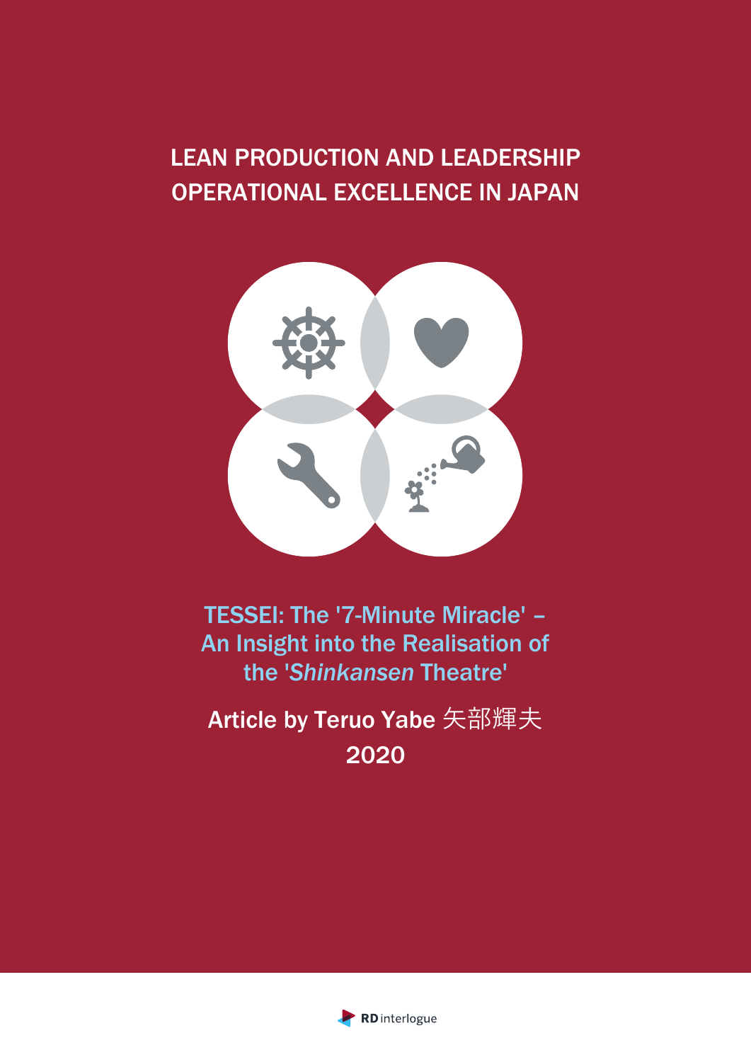# LEAN PRODUCTION AND LEADERSHIP
# OPERATIONAL EXCELLENCE IN JAPAN

## TESSEI: The '7-Minute Miracle' – An Insight into the Realisation of the '*Shinkansen* Theatre'

Article by Teruo Yabe 矢部輝夫

2020

RD interlogue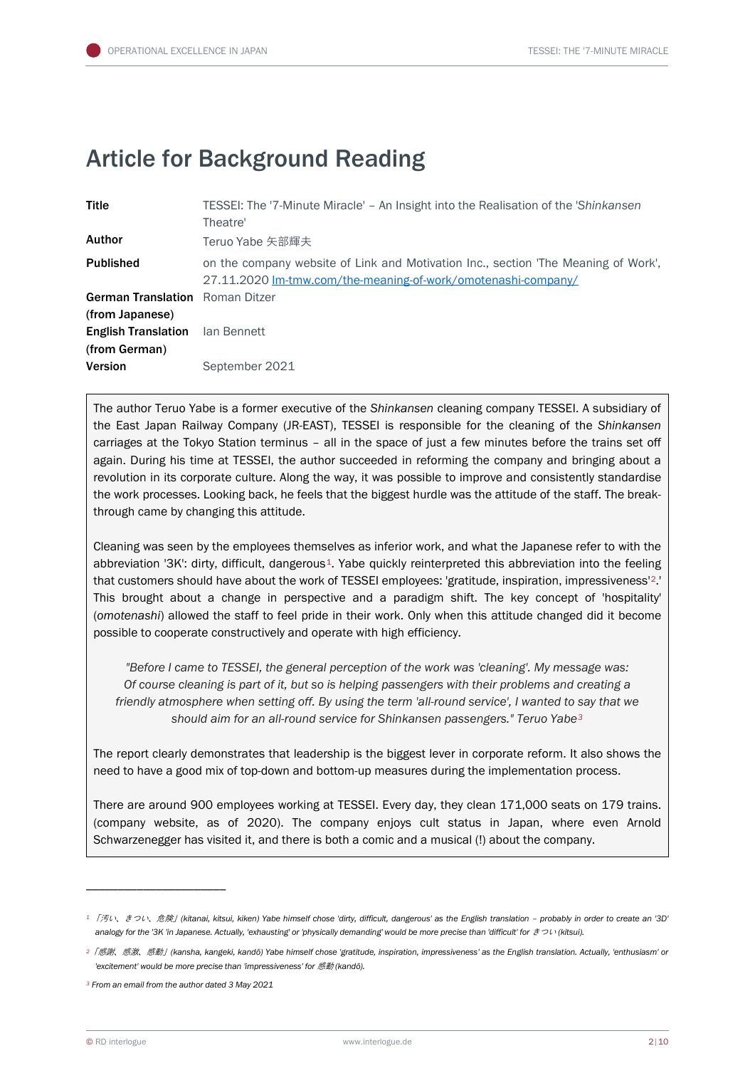# Article for Background Reading

| | |
|---|---|
| **Title** | TESSEI: The '7-Minute Miracle' – An Insight into the Realisation of the '*Shinkansen* Theatre' |
| **Author** | Teruo Yabe 矢部輝夫 |
| **Published** | on the company website of Link and Motivation Inc., section 'The Meaning of Work', 27.11.2020 [lm-tmw.com/the-meaning-of-work/omotenashi-company/](lm-tmw.com/the-meaning-of-work/omotenashi-company/) |
| **German Translation (from Japanese)** | Roman Ditzer |
| **English Translation (from German)** | Ian Bennett |
| **Version** | September 2021 |

The author Teruo Yabe is a former executive of the *Shinkansen* cleaning company TESSEI. A subsidiary of the East Japan Railway Company (JR-EAST), TESSEI is responsible for the cleaning of the *Shinkansen* carriages at the Tokyo Station terminus – all in the space of just a few minutes before the trains set off again. During his time at TESSEI, the author succeeded in reforming the company and bringing about a revolution in its corporate culture. Along the way, it was possible to improve and consistently standardise the work processes. Looking back, he feels that the biggest hurdle was the attitude of the staff. The breakthrough came by changing this attitude.

Cleaning was seen by the employees themselves as inferior work, and what the Japanese refer to with the abbreviation '3K': dirty, difficult, dangerous[1]. Yabe quickly reinterpreted this abbreviation into the feeling that customers should have about the work of TESSEI employees: 'gratitude, inspiration, impressiveness'[2].' This brought about a change in perspective and a paradigm shift. The key concept of 'hospitality' (*omotenashi*) allowed the staff to feel pride in their work. Only when this attitude changed did it become possible to cooperate constructively and operate with high efficiency.

> *"Before I came to TESSEI, the general perception of the work was 'cleaning'. My message was: Of course cleaning is part of it, but so is helping passengers with their problems and creating a friendly atmosphere when setting off. By using the term 'all-round service', I wanted to say that we should aim for an all-round service for Shinkansen passengers." Teruo Yabe*[3]

The report clearly demonstrates that leadership is the biggest lever in corporate reform. It also shows the need to have a good mix of top-down and bottom-up measures during the implementation process.

There are around 900 employees working at TESSEI. Every day, they clean 171,000 seats on 179 trains. (company website, as of 2020). The company enjoys cult status in Japan, where even Arnold Schwarzenegger has visited it, and there is both a comic and a musical (!) about the company.

---

[1] *「汚い、きつい、危険」(kitanai, kitsui, kiken) Yabe himself chose 'dirty, difficult, dangerous' as the English translation – probably in order to create an '3D' analogy for the '3K 'in Japanese. Actually, 'exhausting' or 'physically demanding' would be more precise than 'difficult' for きつい (kitsui).*

[2] *「感謝、感激、感動」(kansha, kangeki, kandō) Yabe himself chose 'gratitude, inspiration, impressiveness' as the English translation. Actually, 'enthusiasm' or 'excitement' would be more precise than 'impressiveness' for 感動 (kandō).*

[3] *From an email from the author dated 3 May 2021*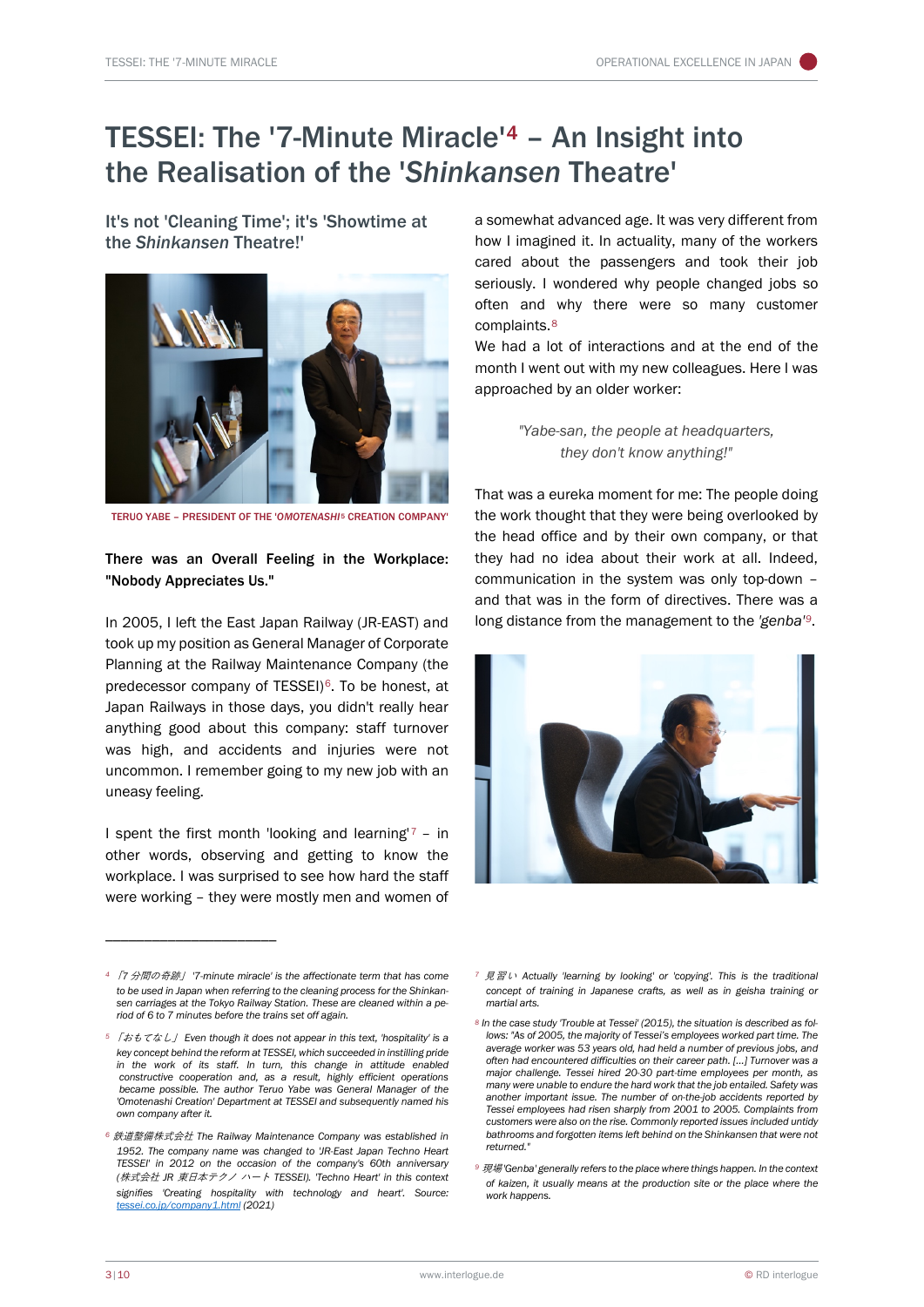# TESSEI: The '7-Minute Miracle'[4] – An Insight into the Realisation of the '*Shinkansen* Theatre'

## It's not 'Cleaning Time'; it's 'Showtime at the *Shinkansen* Theatre!'

TERUO YABE – PRESIDENT OF THE '*OMOTENASHI*[5] CREATION COMPANY'

**There was an Overall Feeling in the Workplace: "Nobody Appreciates Us."**

In 2005, I left the East Japan Railway (JR-EAST) and took up my position as General Manager of Corporate Planning at the Railway Maintenance Company (the predecessor company of TESSEI)[6]. To be honest, at Japan Railways in those days, you didn't really hear anything good about this company: staff turnover was high, and accidents and injuries were not uncommon. I remember going to my new job with an uneasy feeling.

I spent the first month 'looking and learning'[7] – in other words, observing and getting to know the workplace. I was surprised to see how hard the staff were working – they were mostly men and women of a somewhat advanced age. It was very different from how I imagined it. In actuality, many of the workers cared about the passengers and took their job seriously. I wondered why people changed jobs so often and why there were so many customer complaints.[8]

We had a lot of interactions and at the end of the month I went out with my new colleagues. Here I was approached by an older worker:

> *"Yabe-san, the people at headquarters, they don't know anything!"*

That was a eureka moment for me: The people doing the work thought that they were being overlooked by the head office and by their own company, or that they had no idea about their work at all. Indeed, communication in the system was only top-down – and that was in the form of directives. There was a long distance from the management to the *'genba'*[9].

---

[4] *「7分間の奇跡」 '7-minute miracle' is the affectionate term that has come to be used in Japan when referring to the cleaning process for the Shinkansen carriages at the Tokyo Railway Station. These are cleaned within a period of 6 to 7 minutes before the trains set off again.*

[5] *「おもてなし」 Even though it does not appear in this text, 'hospitality' is a key concept behind the reform at TESSEI, which succeeded in instilling pride in the work of its staff. In turn, this change in attitude enabled constructive cooperation and, as a result, highly efficient operations became possible. The author Teruo Yabe was General Manager of the 'Omotenashi Creation' Department at TESSEI and subsequently named his own company after it.*

[6] *鉄道整備株式会社 The Railway Maintenance Company was established in 1952. The company name was changed to 'JR-East Japan Techno Heart TESSEI' in 2012 on the occasion of the company's 60th anniversary (株式会社 JR 東日本テクノ ハート TESSEI). 'Techno Heart' in this context signifies 'Creating hospitality with technology and heart'. Source: [tessei.co.jp/company1.html](tessei.co.jp/company1.html) (2021)*

[7] *見習い Actually 'learning by looking' or 'copying'. This is the traditional concept of training in Japanese crafts, as well as in geisha training or martial arts.*

[8] *In the case study 'Trouble at Tessei' (2015), the situation is described as follows: "As of 2005, the majority of Tessei's employees worked part time. The average worker was 53 years old, had held a number of previous jobs, and often had encountered difficulties on their career path. [...] Turnover was a major challenge. Tessei hired 20-30 part-time employees per month, as many were unable to endure the hard work that the job entailed. Safety was another important issue. The number of on-the-job accidents reported by Tessei employees had risen sharply from 2001 to 2005. Complaints from customers were also on the rise. Commonly reported issues included untidy bathrooms and forgotten items left behind on the Shinkansen that were not returned."*

[9] *現場 'Genba' generally refers to the place where things happen. In the context of kaizen, it usually means at the production site or the place where the work happens.*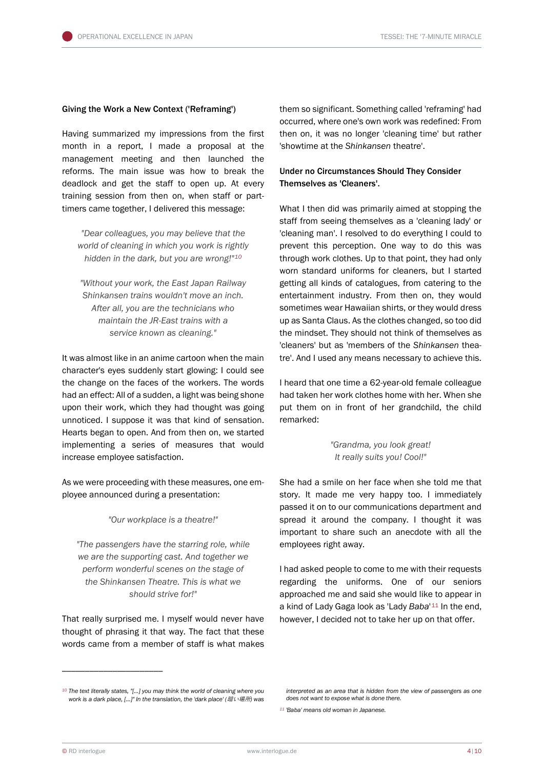### Giving the Work a New Context ('Reframing')

Having summarized my impressions from the first month in a report, I made a proposal at the management meeting and then launched the reforms. The main issue was how to break the deadlock and get the staff to open up. At every training session from then on, when staff or part-timers came together, I delivered this message:

> *"Dear colleagues, you may believe that the world of cleaning in which you work is rightly hidden in the dark, but you are wrong!"*[10]

> *"Without your work, the East Japan Railway Shinkansen trains wouldn't move an inch. After all, you are the technicians who maintain the JR-East trains with a service known as cleaning."*

It was almost like in an anime cartoon when the main character's eyes suddenly start glowing: I could see the change on the faces of the workers. The words had an effect: All of a sudden, a light was being shone upon their work, which they had thought was going unnoticed. I suppose it was that kind of sensation. Hearts began to open. And from then on, we started implementing a series of measures that would increase employee satisfaction.

As we were proceeding with these measures, one employee announced during a presentation:

> *"Our workplace is a theatre!"*

> *"The passengers have the starring role, while we are the supporting cast. And together we perform wonderful scenes on the stage of the Shinkansen Theatre. This is what we should strive for!"*

That really surprised me. I myself would never have thought of phrasing it that way. The fact that these words came from a member of staff is what makes them so significant. Something called 'reframing' had occurred, where one's own work was redefined: From then on, it was no longer 'cleaning time' but rather 'showtime at the *Shinkansen* theatre'.

### Under no Circumstances Should They Consider Themselves as 'Cleaners'.

What I then did was primarily aimed at stopping the staff from seeing themselves as a 'cleaning lady' or 'cleaning man'. I resolved to do everything I could to prevent this perception. One way to do this was through work clothes. Up to that point, they had only worn standard uniforms for cleaners, but I started getting all kinds of catalogues, from catering to the entertainment industry. From then on, they would sometimes wear Hawaiian shirts, or they would dress up as Santa Claus. As the clothes changed, so too did the mindset. They should not think of themselves as 'cleaners' but as 'members of the *Shinkansen* theatre'. And I used any means necessary to achieve this.

I heard that one time a 62-year-old female colleague had taken her work clothes home with her. When she put them on in front of her grandchild, the child remarked:

> *"Grandma, you look great! It really suits you! Cool!"*

She had a smile on her face when she told me that story. It made me very happy too. I immediately passed it on to our communications department and spread it around the company. I thought it was important to share such an anecdote with all the employees right away.

I had asked people to come to me with their requests regarding the uniforms. One of our seniors approached me and said she would like to appear in a kind of Lady Gaga look as 'Lady *Baba*'[11] In the end, however, I decided not to take her up on that offer.

---

[10] *The text literally states, "[...] you may think the world of cleaning where you work is a dark place, [...]" In the translation, the 'dark place' (暗い場所) was interpreted as an area that is hidden from the view of passengers as one does not want to expose what is done there.*

[11] *'Baba' means old woman in Japanese.*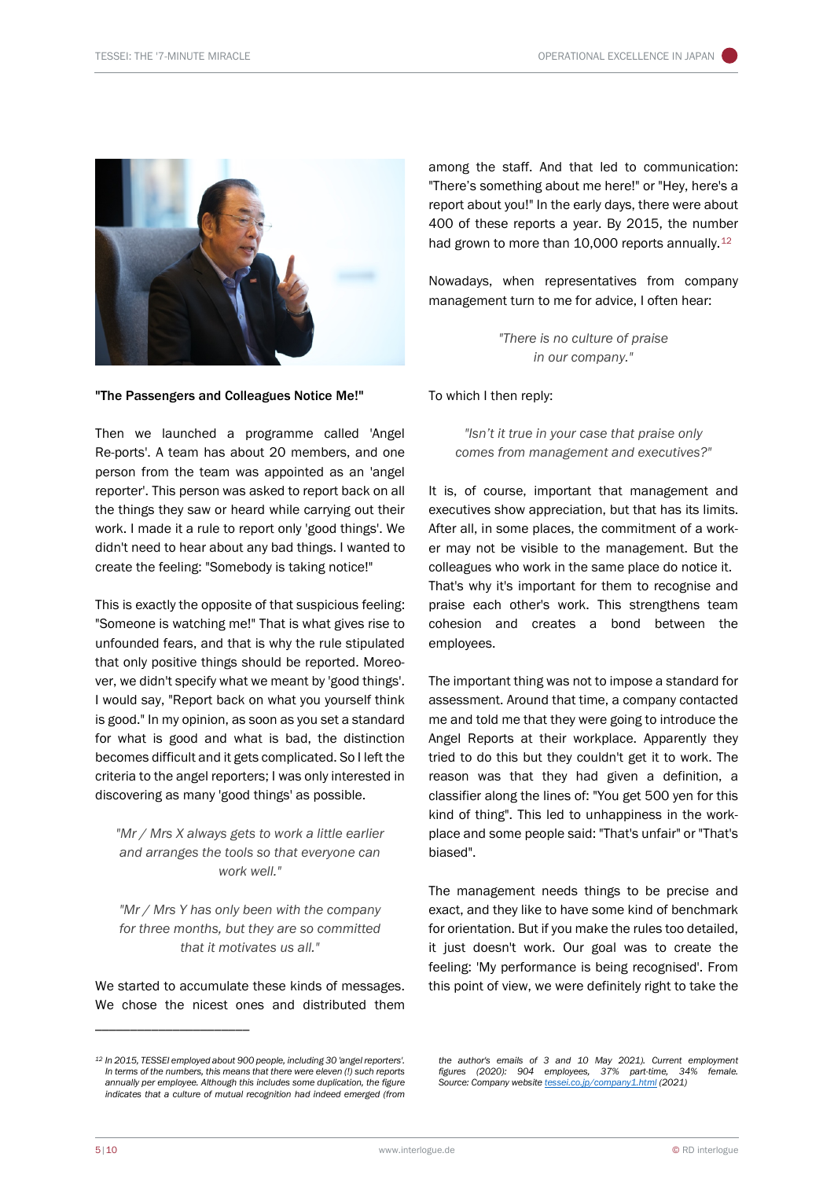**"The Passengers and Colleagues Notice Me!"**

Then we launched a programme called 'Angel Re-ports'. A team has about 20 members, and one person from the team was appointed as an 'angel reporter'. This person was asked to report back on all the things they saw or heard while carrying out their work. I made it a rule to report only 'good things'. We didn't need to hear about any bad things. I wanted to create the feeling: "Somebody is taking notice!"

This is exactly the opposite of that suspicious feeling: "Someone is watching me!" That is what gives rise to unfounded fears, and that is why the rule stipulated that only positive things should be reported. Moreover, we didn't specify what we meant by 'good things'. I would say, "Report back on what you yourself think is good." In my opinion, as soon as you set a standard for what is good and what is bad, the distinction becomes difficult and it gets complicated. So I left the criteria to the angel reporters; I was only interested in discovering as many 'good things' as possible.

*"Mr / Mrs X always gets to work a little earlier and arranges the tools so that everyone can work well."*

*"Mr / Mrs Y has only been with the company for three months, but they are so committed that it motivates us all."*

We started to accumulate these kinds of messages. We chose the nicest ones and distributed them among the staff. And that led to communication: "There's something about me here!" or "Hey, here's a report about you!" In the early days, there were about 400 of these reports a year. By 2015, the number had grown to more than 10,000 reports annually.[12]

Nowadays, when representatives from company management turn to me for advice, I often hear:

*"There is no culture of praise in our company."*

To which I then reply:

*"Isn't it true in your case that praise only comes from management and executives?"*

It is, of course, important that management and executives show appreciation, but that has its limits. After all, in some places, the commitment of a worker may not be visible to the management. But the colleagues who work in the same place do notice it. That's why it's important for them to recognise and praise each other's work. This strengthens team cohesion and creates a bond between the employees.

The important thing was not to impose a standard for assessment. Around that time, a company contacted me and told me that they were going to introduce the Angel Reports at their workplace. Apparently they tried to do this but they couldn't get it to work. The reason was that they had given a definition, a classifier along the lines of: "You get 500 yen for this kind of thing". This led to unhappiness in the workplace and some people said: "That's unfair" or "That's biased".

The management needs things to be precise and exact, and they like to have some kind of benchmark for orientation. But if you make the rules too detailed, it just doesn't work. Our goal was to create the feeling: 'My performance is being recognised'. From this point of view, we were definitely right to take the

---

[12] *In 2015, TESSEI employed about 900 people, including 30 'angel reporters'. In terms of the numbers, this means that there were eleven (!) such reports annually per employee. Although this includes some duplication, the figure indicates that a culture of mutual recognition had indeed emerged (from the author's emails of 3 and 10 May 2021). Current employment figures (2020): 904 employees, 37% part-time, 34% female. Source: Company website [tessei.co.jp/company1.html](tessei.co.jp/company1.html) (2021)*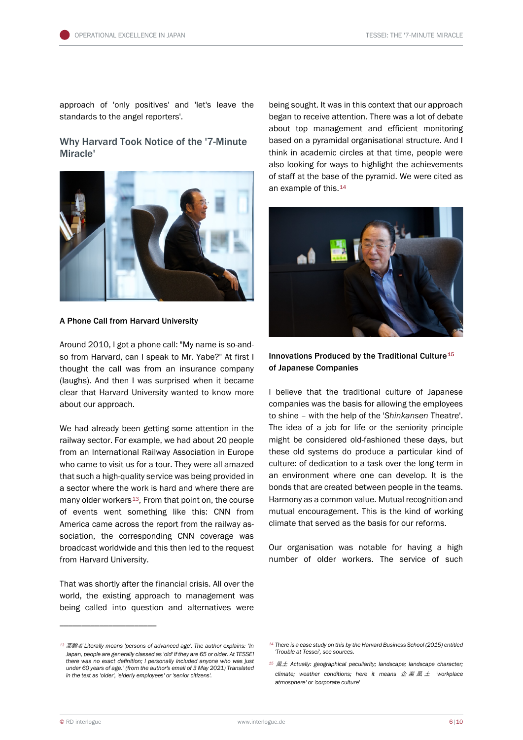approach of 'only positives' and 'let's leave the standards to the angel reporters'.

## Why Harvard Took Notice of the '7-Minute Miracle'

**A Phone Call from Harvard University**

Around 2010, I got a phone call: "My name is so-and-so from Harvard, can I speak to Mr. Yabe?" At first I thought the call was from an insurance company (laughs). And then I was surprised when it became clear that Harvard University wanted to know more about our approach.

We had already been getting some attention in the railway sector. For example, we had about 20 people from an International Railway Association in Europe who came to visit us for a tour. They were all amazed that such a high-quality service was being provided in a sector where the work is hard and where there are many older workers[13], From that point on, the course of events went something like this: CNN from America came across the report from the railway association, the corresponding CNN coverage was broadcast worldwide and this then led to the request from Harvard University.

That was shortly after the financial crisis. All over the world, the existing approach to management was being called into question and alternatives were being sought. It was in this context that our approach began to receive attention. There was a lot of debate about top management and efficient monitoring based on a pyramidal organisational structure. And I think in academic circles at that time, people were also looking for ways to highlight the achievements of staff at the base of the pyramid. We were cited as an example of this.[14]

**Innovations Produced by the Traditional Culture[15] of Japanese Companies**

I believe that the traditional culture of Japanese companies was the basis for allowing the employees to shine – with the help of the '*Shinkansen* Theatre'. The idea of a job for life or the seniority principle might be considered old-fashioned these days, but these old systems do produce a particular kind of culture: of dedication to a task over the long term in an environment where one can develop. It is the bonds that are created between people in the teams. Harmony as a common value. Mutual recognition and mutual encouragement. This is the kind of working climate that served as the basis for our reforms.

Our organisation was notable for having a high number of older workers. The service of such

---

[13] *高齢者 Literally means 'persons of advanced age'. The author explains: "In Japan, people are generally classed as 'old' if they are 65 or older. At TESSEI there was no exact definition; I personally included anyone who was just under 60 years of age." (from the author's email of 3 May 2021) Translated in the text as 'older', 'elderly employees' or 'senior citizens'.*

[14] *There is a case study on this by the Harvard Business School (2015) entitled 'Trouble at Tessei', see sources.*

[15] *風土 Actually: geographical peculiarity; landscape; landscape character; climate; weather conditions; here it means 企業風土 'workplace atmosphere' or 'corporate culture'*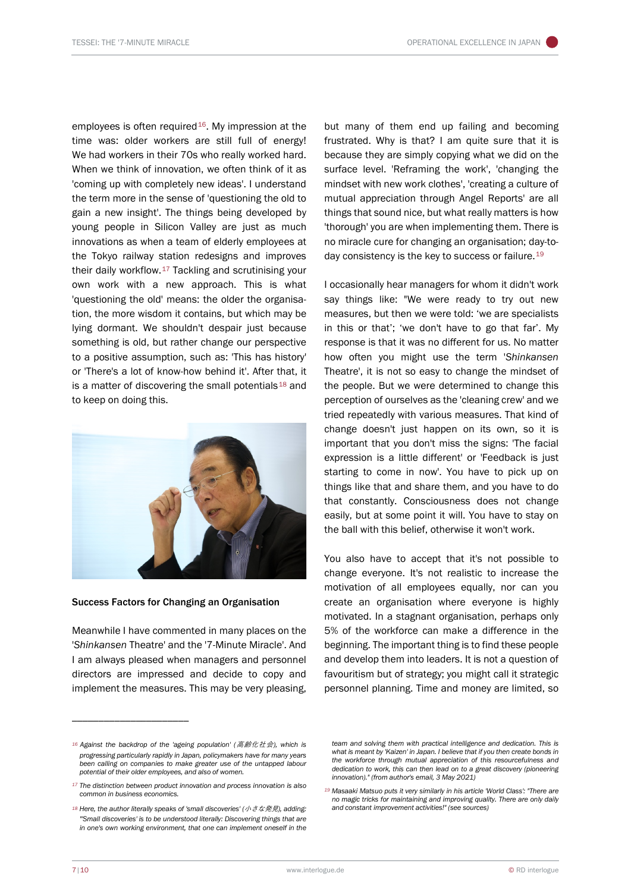employees is often required[16]. My impression at the time was: older workers are still full of energy! We had workers in their 70s who really worked hard. When we think of innovation, we often think of it as 'coming up with completely new ideas'. I understand the term more in the sense of 'questioning the old to gain a new insight'. The things being developed by young people in Silicon Valley are just as much innovations as when a team of elderly employees at the Tokyo railway station redesigns and improves their daily workflow.[17] Tackling and scrutinising your own work with a new approach. This is what 'questioning the old' means: the older the organisation, the more wisdom it contains, but which may be lying dormant. We shouldn't despair just because something is old, but rather change our perspective to a positive assumption, such as: 'This has history' or 'There's a lot of know-how behind it'. After that, it is a matter of discovering the small potentials[18] and to keep on doing this.

### Success Factors for Changing an Organisation

Meanwhile I have commented in many places on the '*Shinkansen* Theatre' and the '7-Minute Miracle'. And I am always pleased when managers and personnel directors are impressed and decide to copy and implement the measures. This may be very pleasing, but many of them end up failing and becoming frustrated. Why is that? I am quite sure that it is because they are simply copying what we did on the surface level. 'Reframing the work', 'changing the mindset with new work clothes', 'creating a culture of mutual appreciation through Angel Reports' are all things that sound nice, but what really matters is how 'thorough' you are when implementing them. There is no miracle cure for changing an organisation; day-to-day consistency is the key to success or failure.[19]

I occasionally hear managers for whom it didn't work say things like: "We were ready to try out new measures, but then we were told: 'we are specialists in this or that'; 'we don't have to go that far'. My response is that it was no different for us. No matter how often you might use the term '*Shinkansen* Theatre', it is not so easy to change the mindset of the people. But we were determined to change this perception of ourselves as the 'cleaning crew' and we tried repeatedly with various measures. That kind of change doesn't just happen on its own, so it is important that you don't miss the signs: 'The facial expression is a little different' or 'Feedback is just starting to come in now'. You have to pick up on things like that and share them, and you have to do that constantly. Consciousness does not change easily, but at some point it will. You have to stay on the ball with this belief, otherwise it won't work.

You also have to accept that it's not possible to change everyone. It's not realistic to increase the motivation of all employees equally, nor can you create an organisation where everyone is highly motivated. In a stagnant organisation, perhaps only 5% of the workforce can make a difference in the beginning. The important thing is to find these people and develop them into leaders. It is not a question of favouritism but of strategy; you might call it strategic personnel planning. Time and money are limited, so

---

[16] *Against the backdrop of the 'ageing population' (高齢化社会), which is progressing particularly rapidly in Japan, policymakers have for many years been calling on companies to make greater use of the untapped labour potential of their older employees, and also of women.*

[17] *The distinction between product innovation and process innovation is also common in business economics.*

[18] *Here, the author literally speaks of 'small discoveries' (小さな発見), adding: "'Small discoveries' is to be understood literally: Discovering things that are in one's own working environment, that one can implement oneself in the team and solving them with practical intelligence and dedication. This is what is meant by 'Kaizen' in Japan. I believe that if you then create bonds in the workforce through mutual appreciation of this resourcefulness and dedication to work, this can then lead on to a great discovery (pioneering innovation)." (from author's email, 3 May 2021)*

[19] *Masaaki Matsuo puts it very similarly in his article 'World Class': "There are no magic tricks for maintaining and improving quality. There are only daily and constant improvement activities!" (see sources)*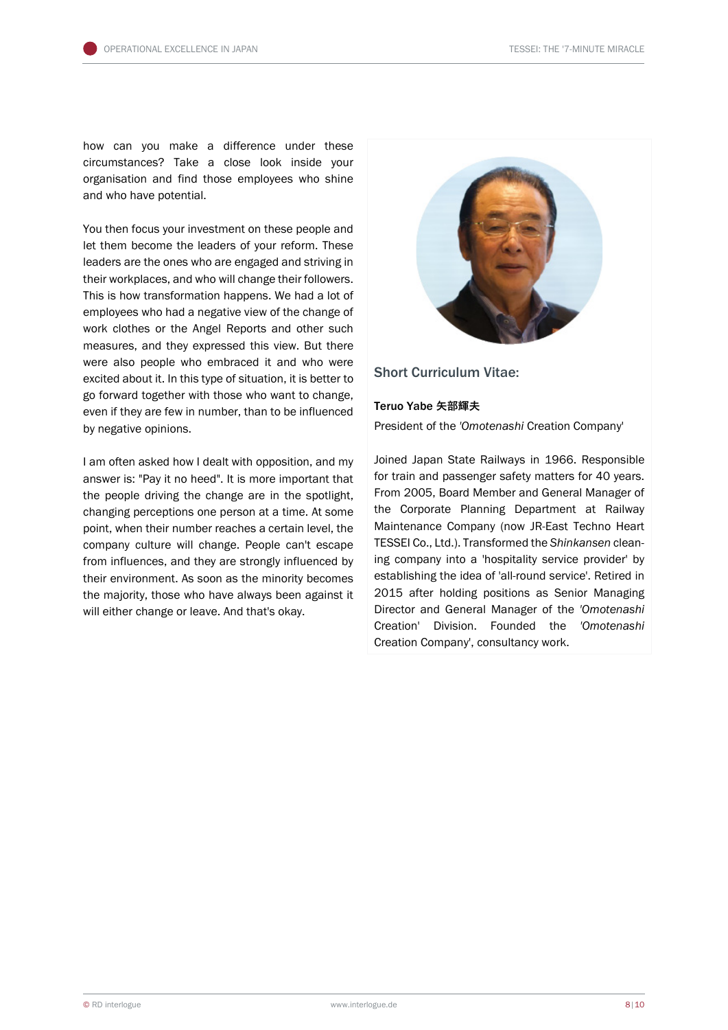how can you make a difference under these circumstances? Take a close look inside your organisation and find those employees who shine and who have potential.

You then focus your investment on these people and let them become the leaders of your reform. These leaders are the ones who are engaged and striving in their workplaces, and who will change their followers. This is how transformation happens. We had a lot of employees who had a negative view of the change of work clothes or the Angel Reports and other such measures, and they expressed this view. But there were also people who embraced it and who were excited about it. In this type of situation, it is better to go forward together with those who want to change, even if they are few in number, than to be influenced by negative opinions.

I am often asked how I dealt with opposition, and my answer is: "Pay it no heed". It is more important that the people driving the change are in the spotlight, changing perceptions one person at a time. At some point, when their number reaches a certain level, the company culture will change. People can't escape from influences, and they are strongly influenced by their environment. As soon as the minority becomes the majority, those who have always been against it will either change or leave. And that's okay.

### Short Curriculum Vitae:

**Teruo Yabe 矢部輝夫**

President of the '*Omotenashi* Creation Company'

Joined Japan State Railways in 1966. Responsible for train and passenger safety matters for 40 years. From 2005, Board Member and General Manager of the Corporate Planning Department at Railway Maintenance Company (now JR-East Techno Heart TESSEI Co., Ltd.). Transformed the *Shinkansen* cleaning company into a 'hospitality service provider' by establishing the idea of 'all-round service'. Retired in 2015 after holding positions as Senior Managing Director and General Manager of the '*Omotenashi* Creation' Division. Founded the '*Omotenashi* Creation Company', consultancy work.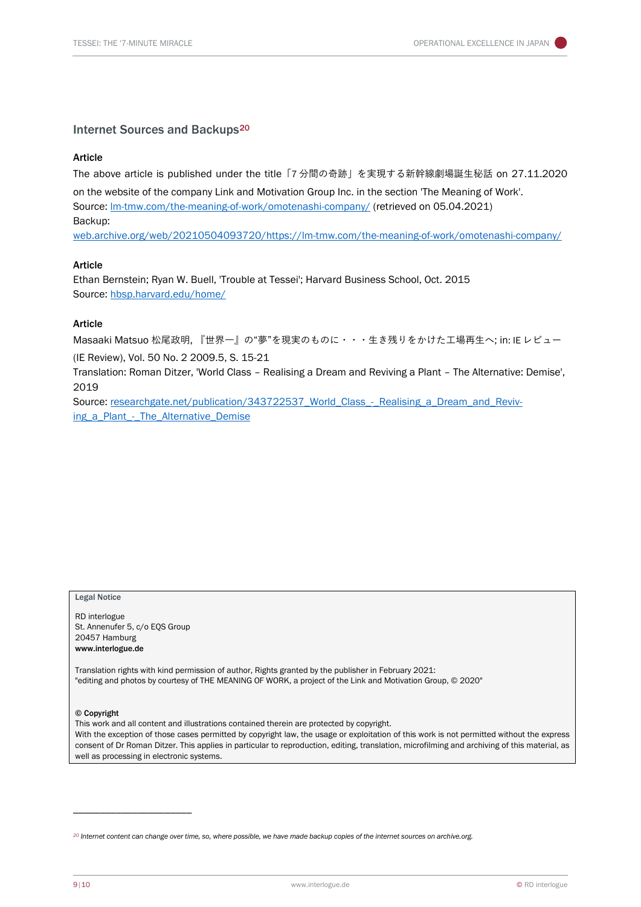## Internet Sources and Backups[20]

**Article**

The above article is published under the title「7 分間の奇跡」を実現する新幹線劇場誕生秘話 on 27.11.2020 on the website of the company Link and Motivation Group Inc. in the section 'The Meaning of Work'.
Source: [lm-tmw.com/the-meaning-of-work/omotenashi-company/](https://lm-tmw.com/the-meaning-of-work/omotenashi-company/) (retrieved on 05.04.2021)
Backup:
[web.archive.org/web/20210504093720/https://lm-tmw.com/the-meaning-of-work/omotenashi-company/](https://web.archive.org/web/20210504093720/https://lm-tmw.com/the-meaning-of-work/omotenashi-company/)

**Article**

Ethan Bernstein; Ryan W. Buell, 'Trouble at Tessei'; Harvard Business School, Oct. 2015
Source: [hbsp.harvard.edu/home/](https://hbsp.harvard.edu/home/)

**Article**

Masaaki Matsuo 松尾政明, 『世界一』の"夢"を現実のものに・・・生き残りをかけた工場再生へ; in: IE レビュー (IE Review), Vol. 50 No. 2 2009.5, S. 15-21
Translation: Roman Ditzer, 'World Class – Realising a Dream and Reviving a Plant – The Alternative: Demise', 2019
Source: [researchgate.net/publication/343722537_World_Class_-_Realising_a_Dream_and_Reviving_a_Plant_-_The_Alternative_Demise](https://researchgate.net/publication/343722537_World_Class_-_Realising_a_Dream_and_Reviving_a_Plant_-_The_Alternative_Demise)

---

**Legal Notice**

RD interlogue
St. Annenufer 5, c/o EQS Group
20457 Hamburg
**www.interlogue.de**

Translation rights with kind permission of author, Rights granted by the publisher in February 2021:
"editing and photos by courtesy of THE MEANING OF WORK, a project of the Link and Motivation Group, © 2020"

**© Copyright**
This work and all content and illustrations contained therein are protected by copyright.
With the exception of those cases permitted by copyright law, the usage or exploitation of this work is not permitted without the express consent of Dr Roman Ditzer. This applies in particular to reproduction, editing, translation, microfilming and archiving of this material, as well as processing in electronic systems.

---

[20] *Internet content can change over time, so, where possible, we have made backup copies of the internet sources on archive.org.*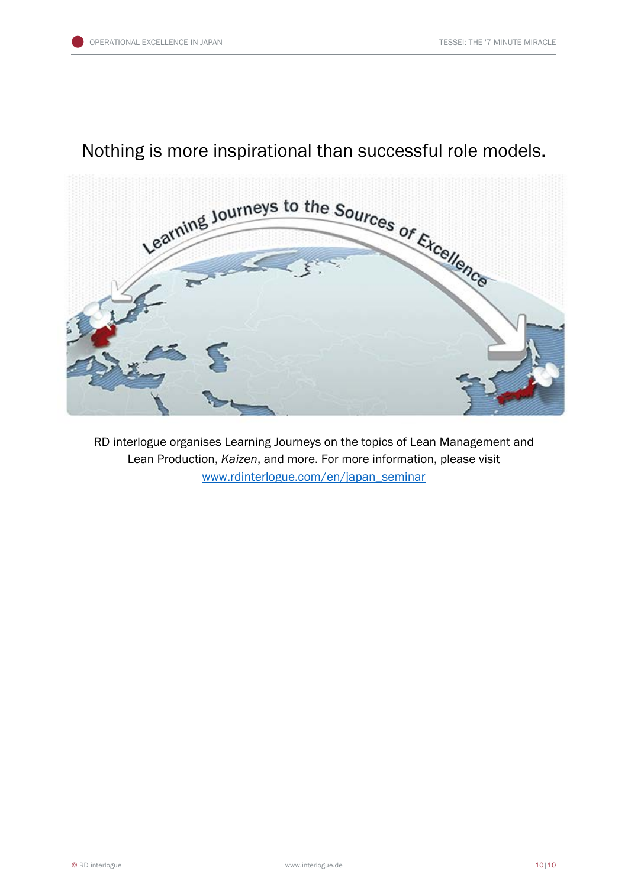Nothing is more inspirational than successful role models.

Learning Journeys to the Sources of Excellence

RD interlogue organises Learning Journeys on the topics of Lean Management and Lean Production, *Kaizen*, and more. For more information, please visit www.rdinterlogue.com/en/japan_seminar